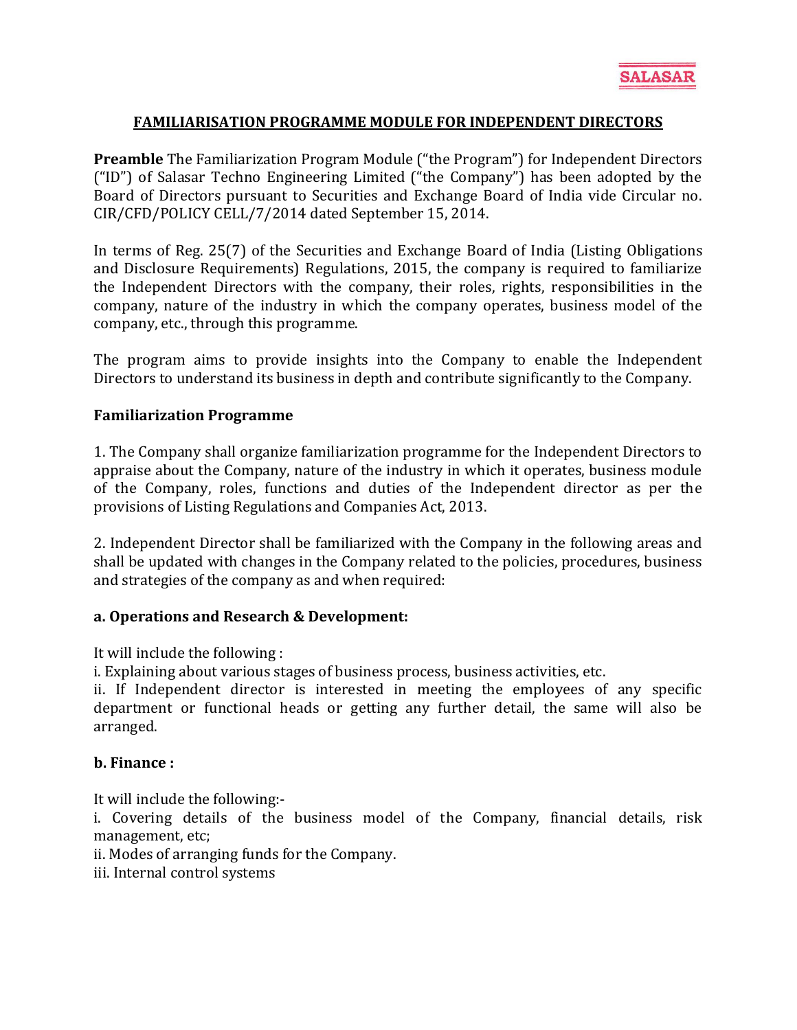# FAMILIARISATION PROGRAMME MODULE FOR INDEPENDENT DIRECTORS

**Preamble** The Familiarization Program Module ("the Program") for Independent Directors ("ID") of Salasar Techno Engineering Limited ("the Company") has been adopted by the Board of Directors pursuant to Securities and Exchange Board of India vide Circular no. CIR/CFD/POLICY CELL/7/2014 dated September 15, 2014.

In terms of Reg. 25(7) of the Securities and Exchange Board of India (Listing Obligations and Disclosure Requirements) Regulations, 2015, the company is required to familiarize the Independent Directors with the company, their roles, rights, responsibilities in the company, nature of the industry in which the company operates, business model of the company, etc., through this programme.

The program aims to provide insights into the Company to enable the Independent Directors to understand its business in depth and contribute significantly to the Company.

## Familiarization Programme

1. The Company shall organize familiarization programme for the Independent Directors to appraise about the Company, nature of the industry in which it operates, business module of the Company, roles, functions and duties of the Independent director as per the provisions of Listing Regulations and Companies Act, 2013.

2. Independent Director shall be familiarized with the Company in the following areas and shall be updated with changes in the Company related to the policies, procedures, business and strategies of the company as and when required:

### a. Operations and Research & Development:

It will include the following :

i. Explaining about various stages of business process, business activities, etc.

ii. If Independent director is interested in meeting the employees of any specific department or functional heads or getting any further detail, the same will also be arranged.

### b. Finance :

It will include the following:-

i. Covering details of the business model of the Company, financial details, risk management, etc;

ii. Modes of arranging funds for the Company.

iii. Internal control systems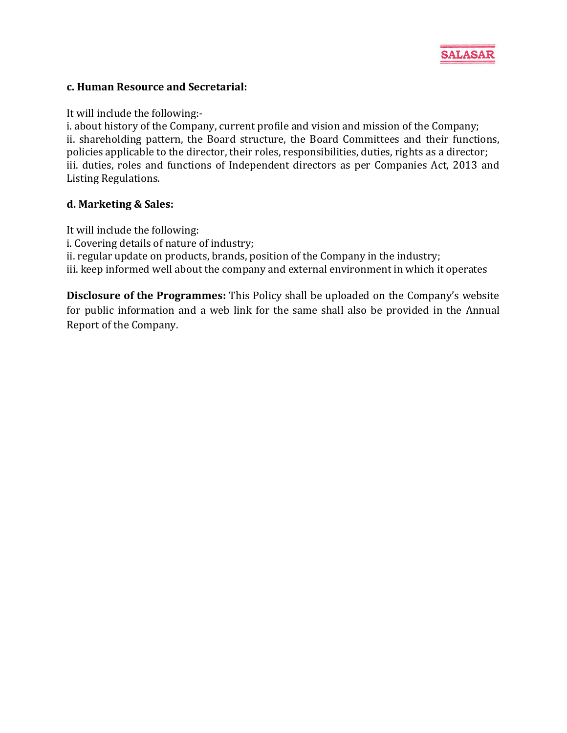**c. Human Resource and Secretarial:**

It will include the following:-

i. about history of the Company, current profile and vision and mission of the Company;
ii. shareholding pattern, the Board structure, the Board Committees and their functions, policies applicable to the director, their roles, responsibilities, duties, rights as a director;
iii. duties, roles and functions of Independent directors as per Companies Act, 2013 and Listing Regulations.

**d. Marketing & Sales:**

It will include the following:

i. Covering details of nature of industry;
ii. regular update on products, brands, position of the Company in the industry;
iii. keep informed well about the company and external environment in which it operates

**Disclosure of the Programmes:** This Policy shall be uploaded on the Company's website for public information and a web link for the same shall also be provided in the Annual Report of the Company.